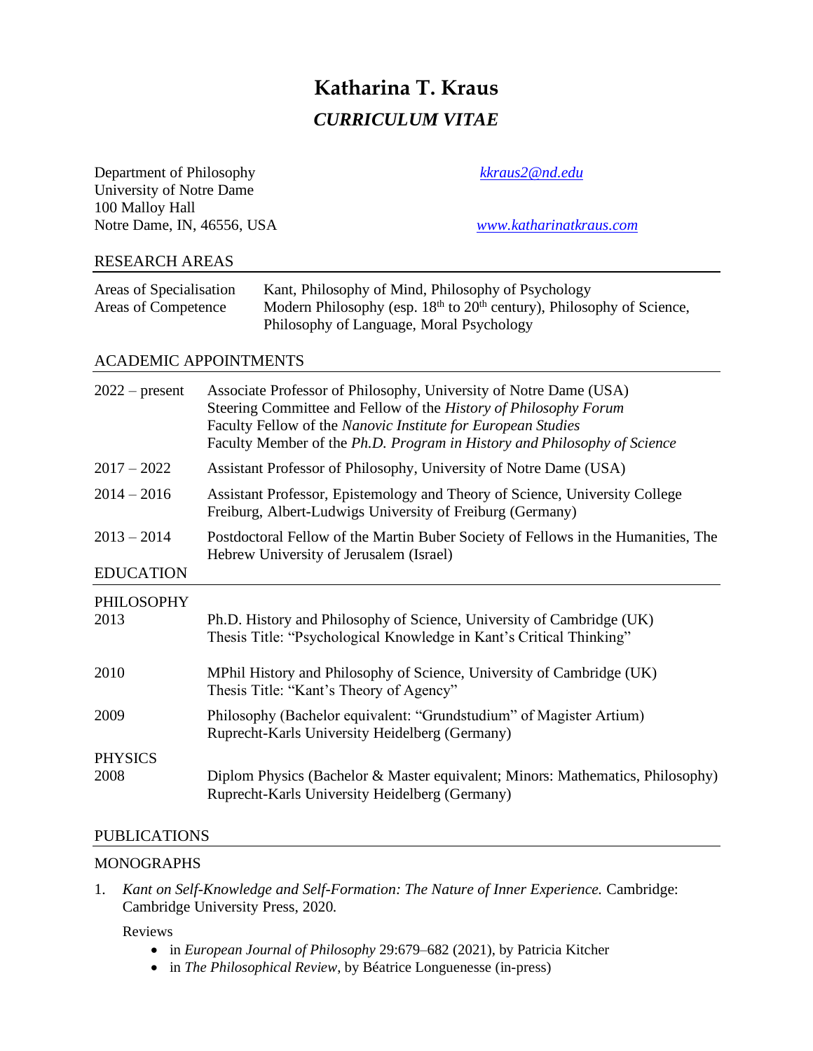# Katharina T. Kraus

## *CURRICULUM VITAE*

Department of Philosophy
University of Notre Dame
100 Malloy Hall
Notre Dame, IN, 46556, USA

[kkraus2@nd.edu](mailto:kkraus2@nd.edu)

[www.katharinatkraus.com](http://www.katharinatkraus.com)

## RESEARCH AREAS

| | |
|---|---|
| Areas of Specialisation | Kant, Philosophy of Mind, Philosophy of Psychology |
| Areas of Competence | Modern Philosophy (esp. 18th to 20th century), Philosophy of Science, Philosophy of Language, Moral Psychology |

## ACADEMIC APPOINTMENTS

| | |
|---|---|
| 2022 – present | Associate Professor of Philosophy, University of Notre Dame (USA)<br>Steering Committee and Fellow of the *History of Philosophy Forum*<br>Faculty Fellow of the *Nanovic Institute for European Studies*<br>Faculty Member of the *Ph.D. Program in History and Philosophy of Science* |
| 2017 – 2022 | Assistant Professor of Philosophy, University of Notre Dame (USA) |
| 2014 – 2016 | Assistant Professor, Epistemology and Theory of Science, University College Freiburg, Albert-Ludwigs University of Freiburg (Germany) |
| 2013 – 2014 | Postdoctoral Fellow of the Martin Buber Society of Fellows in the Humanities, The Hebrew University of Jerusalem (Israel) |

## EDUCATION

### PHILOSOPHY

| | |
|---|---|
| 2013 | Ph.D. History and Philosophy of Science, University of Cambridge (UK)<br>Thesis Title: "Psychological Knowledge in Kant's Critical Thinking" |
| 2010 | MPhil History and Philosophy of Science, University of Cambridge (UK)<br>Thesis Title: "Kant's Theory of Agency" |
| 2009 | Philosophy (Bachelor equivalent: "Grundstudium" of Magister Artium)<br>Ruprecht-Karls University Heidelberg (Germany) |

### PHYSICS

| | |
|---|---|
| 2008 | Diplom Physics (Bachelor & Master equivalent; Minors: Mathematics, Philosophy)<br>Ruprecht-Karls University Heidelberg (Germany) |

## PUBLICATIONS

### MONOGRAPHS

1. *Kant on Self-Knowledge and Self-Formation: The Nature of Inner Experience.* Cambridge: Cambridge University Press, 2020.

   Reviews
   - in *European Journal of Philosophy* 29:679–682 (2021), by Patricia Kitcher
   - in *The Philosophical Review*, by Béatrice Longuenesse (in-press)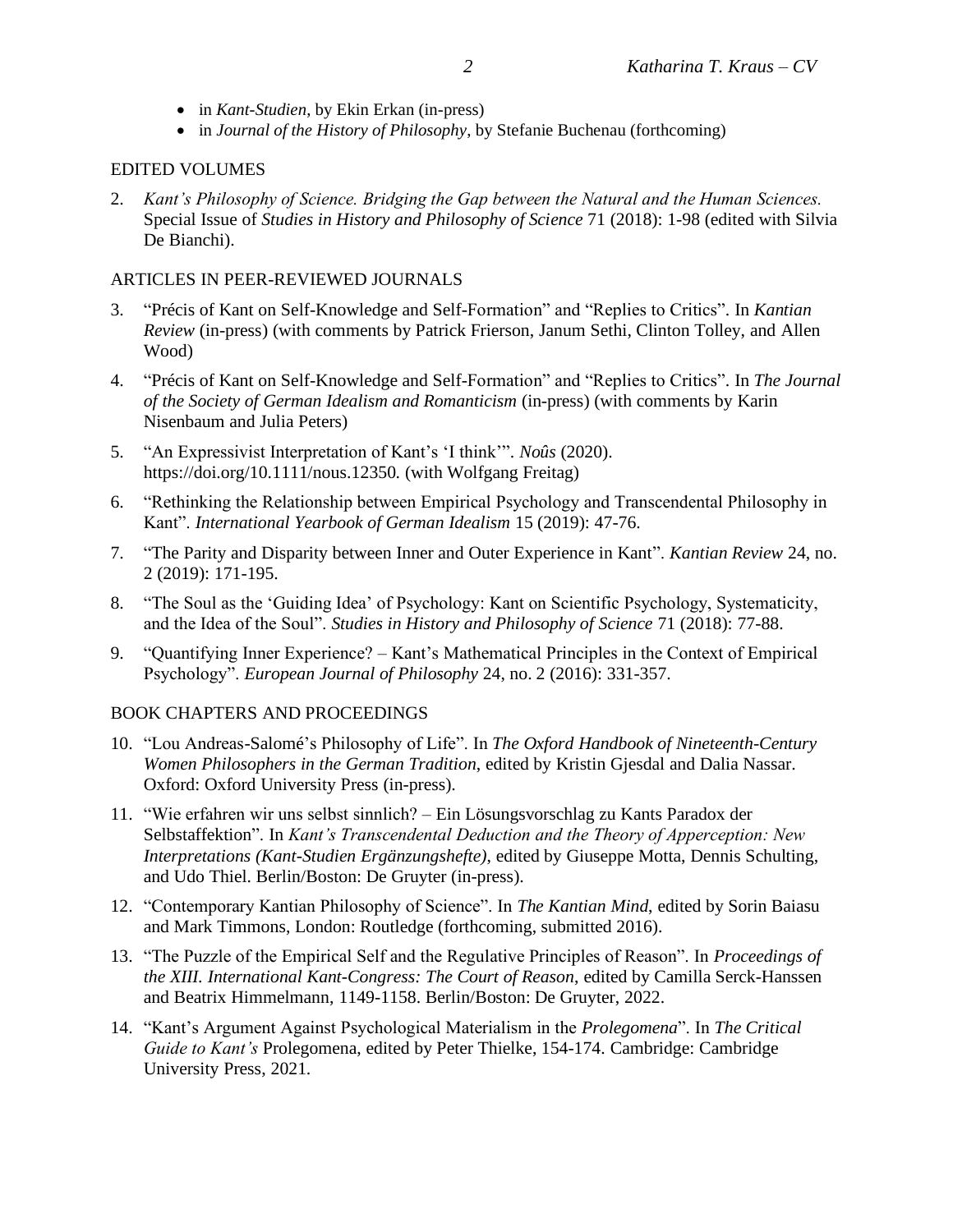- in *Kant-Studien*, by Ekin Erkan (in-press)
- in *Journal of the History of Philosophy*, by Stefanie Buchenau (forthcoming)

## EDITED VOLUMES

2. *Kant's Philosophy of Science. Bridging the Gap between the Natural and the Human Sciences.* Special Issue of *Studies in History and Philosophy of Science* 71 (2018): 1-98 (edited with Silvia De Bianchi).

## ARTICLES IN PEER-REVIEWED JOURNALS

3. "Précis of Kant on Self-Knowledge and Self-Formation" and "Replies to Critics". In *Kantian Review* (in-press) (with comments by Patrick Frierson, Janum Sethi, Clinton Tolley, and Allen Wood)
4. "Précis of Kant on Self-Knowledge and Self-Formation" and "Replies to Critics". In *The Journal of the Society of German Idealism and Romanticism* (in-press) (with comments by Karin Nisenbaum and Julia Peters)
5. "An Expressivist Interpretation of Kant's 'I think'". *Noûs* (2020). https://doi.org/10.1111/nous.12350. (with Wolfgang Freitag)
6. "Rethinking the Relationship between Empirical Psychology and Transcendental Philosophy in Kant". *International Yearbook of German Idealism* 15 (2019): 47-76.
7. "The Parity and Disparity between Inner and Outer Experience in Kant". *Kantian Review* 24, no. 2 (2019): 171-195.
8. "The Soul as the 'Guiding Idea' of Psychology: Kant on Scientific Psychology, Systematicity, and the Idea of the Soul". *Studies in History and Philosophy of Science* 71 (2018): 77-88.
9. "Quantifying Inner Experience? – Kant's Mathematical Principles in the Context of Empirical Psychology". *European Journal of Philosophy* 24, no. 2 (2016): 331-357.

## BOOK CHAPTERS AND PROCEEDINGS

10. "Lou Andreas-Salomé's Philosophy of Life". In *The Oxford Handbook of Nineteenth-Century Women Philosophers in the German Tradition*, edited by Kristin Gjesdal and Dalia Nassar. Oxford: Oxford University Press (in-press).
11. "Wie erfahren wir uns selbst sinnlich? – Ein Lösungsvorschlag zu Kants Paradox der Selbstaffektion". In *Kant's Transcendental Deduction and the Theory of Apperception: New Interpretations (Kant-Studien Ergänzungshefte)*, edited by Giuseppe Motta, Dennis Schulting, and Udo Thiel. Berlin/Boston: De Gruyter (in-press).
12. "Contemporary Kantian Philosophy of Science". In *The Kantian Mind*, edited by Sorin Baiasu and Mark Timmons, London: Routledge (forthcoming, submitted 2016).
13. "The Puzzle of the Empirical Self and the Regulative Principles of Reason". In *Proceedings of the XIII. International Kant-Congress: The Court of Reason*, edited by Camilla Serck-Hanssen and Beatrix Himmelmann, 1149-1158. Berlin/Boston: De Gruyter, 2022.
14. "Kant's Argument Against Psychological Materialism in the *Prolegomena*". In *The Critical Guide to Kant's* Prolegomena, edited by Peter Thielke, 154-174. Cambridge: Cambridge University Press, 2021.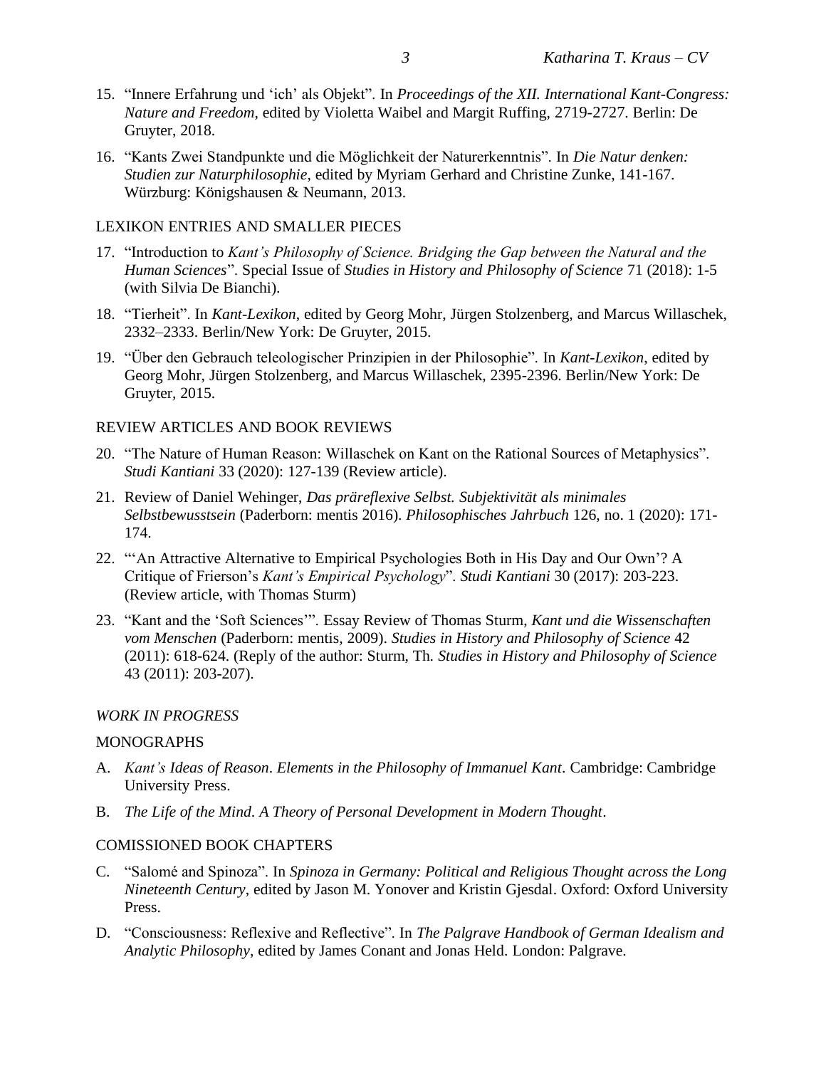15. "Innere Erfahrung und 'ich' als Objekt". In *Proceedings of the XII. International Kant-Congress: Nature and Freedom*, edited by Violetta Waibel and Margit Ruffing, 2719-2727. Berlin: De Gruyter, 2018.

16. "Kants Zwei Standpunkte und die Möglichkeit der Naturerkenntnis". In *Die Natur denken: Studien zur Naturphilosophie*, edited by Myriam Gerhard and Christine Zunke, 141-167. Würzburg: Königshausen & Neumann, 2013.

LEXIKON ENTRIES AND SMALLER PIECES

17. "Introduction to *Kant's Philosophy of Science. Bridging the Gap between the Natural and the Human Sciences*". Special Issue of *Studies in History and Philosophy of Science* 71 (2018): 1-5 (with Silvia De Bianchi).

18. "Tierheit". In *Kant-Lexikon*, edited by Georg Mohr, Jürgen Stolzenberg, and Marcus Willaschek, 2332–2333. Berlin/New York: De Gruyter, 2015.

19. "Über den Gebrauch teleologischer Prinzipien in der Philosophie". In *Kant-Lexikon*, edited by Georg Mohr, Jürgen Stolzenberg, and Marcus Willaschek, 2395-2396. Berlin/New York: De Gruyter, 2015.

REVIEW ARTICLES AND BOOK REVIEWS

20. "The Nature of Human Reason: Willaschek on Kant on the Rational Sources of Metaphysics". *Studi Kantiani* 33 (2020): 127-139 (Review article).

21. Review of Daniel Wehinger, *Das präreflexive Selbst. Subjektivität als minimales Selbstbewusstsein* (Paderborn: mentis 2016). *Philosophisches Jahrbuch* 126, no. 1 (2020): 171-174.

22. "'An Attractive Alternative to Empirical Psychologies Both in His Day and Our Own'? A Critique of Frierson's *Kant's Empirical Psychology*". *Studi Kantiani* 30 (2017): 203-223. (Review article, with Thomas Sturm)

23. "Kant and the 'Soft Sciences'". Essay Review of Thomas Sturm, *Kant und die Wissenschaften vom Menschen* (Paderborn: mentis, 2009). *Studies in History and Philosophy of Science* 42 (2011): 618-624. (Reply of the author: Sturm, Th. *Studies in History and Philosophy of Science* 43 (2011): 203-207).

*WORK IN PROGRESS*

MONOGRAPHS

A. *Kant's Ideas of Reason*. *Elements in the Philosophy of Immanuel Kant*. Cambridge: Cambridge University Press.

B. *The Life of the Mind. A Theory of Personal Development in Modern Thought*.

COMISSIONED BOOK CHAPTERS

C. "Salomé and Spinoza". In *Spinoza in Germany: Political and Religious Thought across the Long Nineteenth Century*, edited by Jason M. Yonover and Kristin Gjesdal. Oxford: Oxford University Press.

D. "Consciousness: Reflexive and Reflective". In *The Palgrave Handbook of German Idealism and Analytic Philosophy*, edited by James Conant and Jonas Held. London: Palgrave.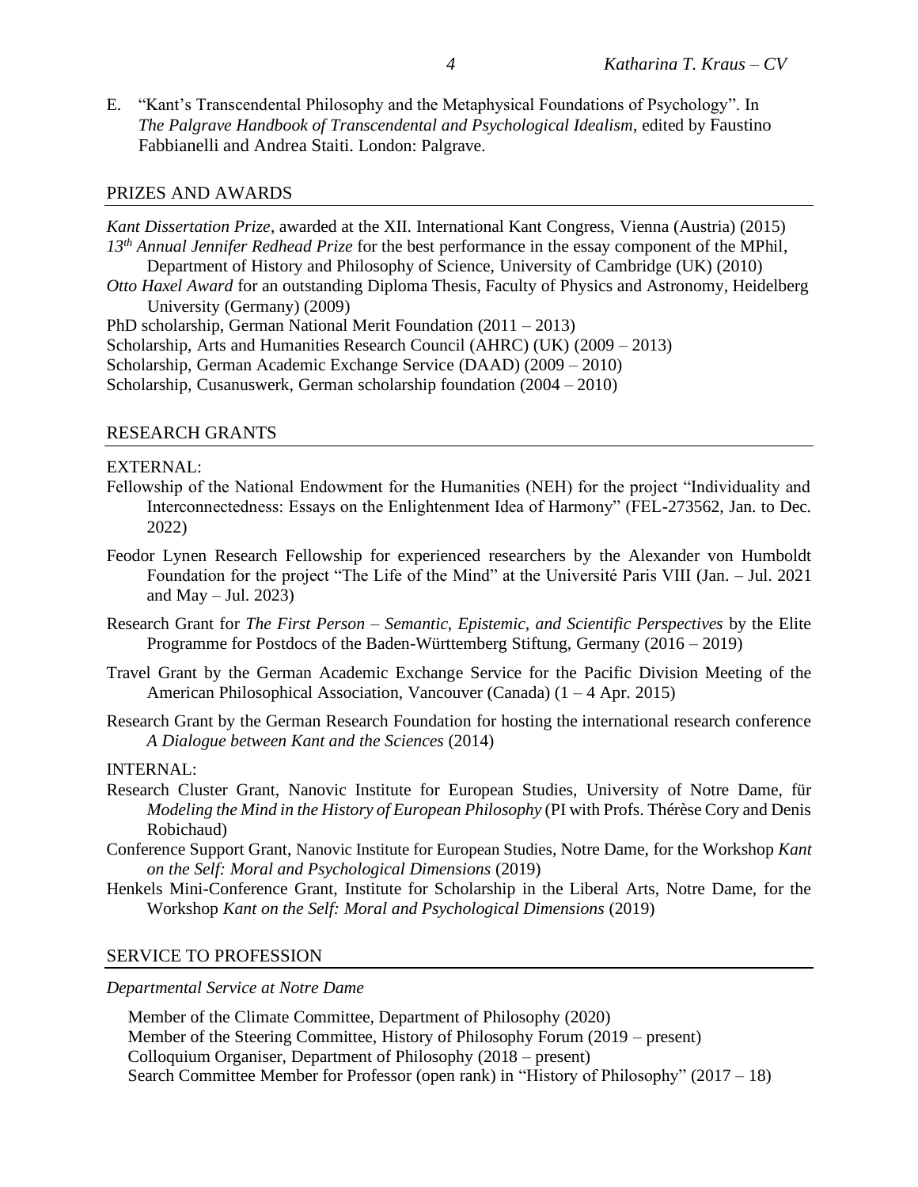E. "Kant's Transcendental Philosophy and the Metaphysical Foundations of Psychology". In *The Palgrave Handbook of Transcendental and Psychological Idealism*, edited by Faustino Fabbianelli and Andrea Staiti. London: Palgrave.

## PRIZES AND AWARDS

*Kant Dissertation Prize*, awarded at the XII. International Kant Congress, Vienna (Austria) (2015)
*13th Annual Jennifer Redhead Prize* for the best performance in the essay component of the MPhil, Department of History and Philosophy of Science, University of Cambridge (UK) (2010)
*Otto Haxel Award* for an outstanding Diploma Thesis, Faculty of Physics and Astronomy, Heidelberg University (Germany) (2009)
PhD scholarship, German National Merit Foundation (2011 – 2013)
Scholarship, Arts and Humanities Research Council (AHRC) (UK) (2009 – 2013)
Scholarship, German Academic Exchange Service (DAAD) (2009 – 2010)
Scholarship, Cusanuswerk, German scholarship foundation (2004 – 2010)

## RESEARCH GRANTS

EXTERNAL:

Fellowship of the National Endowment for the Humanities (NEH) for the project "Individuality and Interconnectedness: Essays on the Enlightenment Idea of Harmony" (FEL-273562, Jan. to Dec. 2022)

Feodor Lynen Research Fellowship for experienced researchers by the Alexander von Humboldt Foundation for the project "The Life of the Mind" at the Université Paris VIII (Jan. – Jul. 2021 and May – Jul. 2023)

Research Grant for *The First Person – Semantic, Epistemic, and Scientific Perspectives* by the Elite Programme for Postdocs of the Baden-Württemberg Stiftung, Germany (2016 – 2019)

Travel Grant by the German Academic Exchange Service for the Pacific Division Meeting of the American Philosophical Association, Vancouver (Canada) (1 – 4 Apr. 2015)

Research Grant by the German Research Foundation for hosting the international research conference *A Dialogue between Kant and the Sciences* (2014)

INTERNAL:

Research Cluster Grant, Nanovic Institute for European Studies, University of Notre Dame, für *Modeling the Mind in the History of European Philosophy* (PI with Profs. Thérèse Cory and Denis Robichaud)

Conference Support Grant, Nanovic Institute for European Studies, Notre Dame, for the Workshop *Kant on the Self: Moral and Psychological Dimensions* (2019)

Henkels Mini-Conference Grant, Institute for Scholarship in the Liberal Arts, Notre Dame, for the Workshop *Kant on the Self: Moral and Psychological Dimensions* (2019)

## SERVICE TO PROFESSION

*Departmental Service at Notre Dame*

Member of the Climate Committee, Department of Philosophy (2020)
Member of the Steering Committee, History of Philosophy Forum (2019 – present)
Colloquium Organiser, Department of Philosophy (2018 – present)
Search Committee Member for Professor (open rank) in "History of Philosophy" (2017 – 18)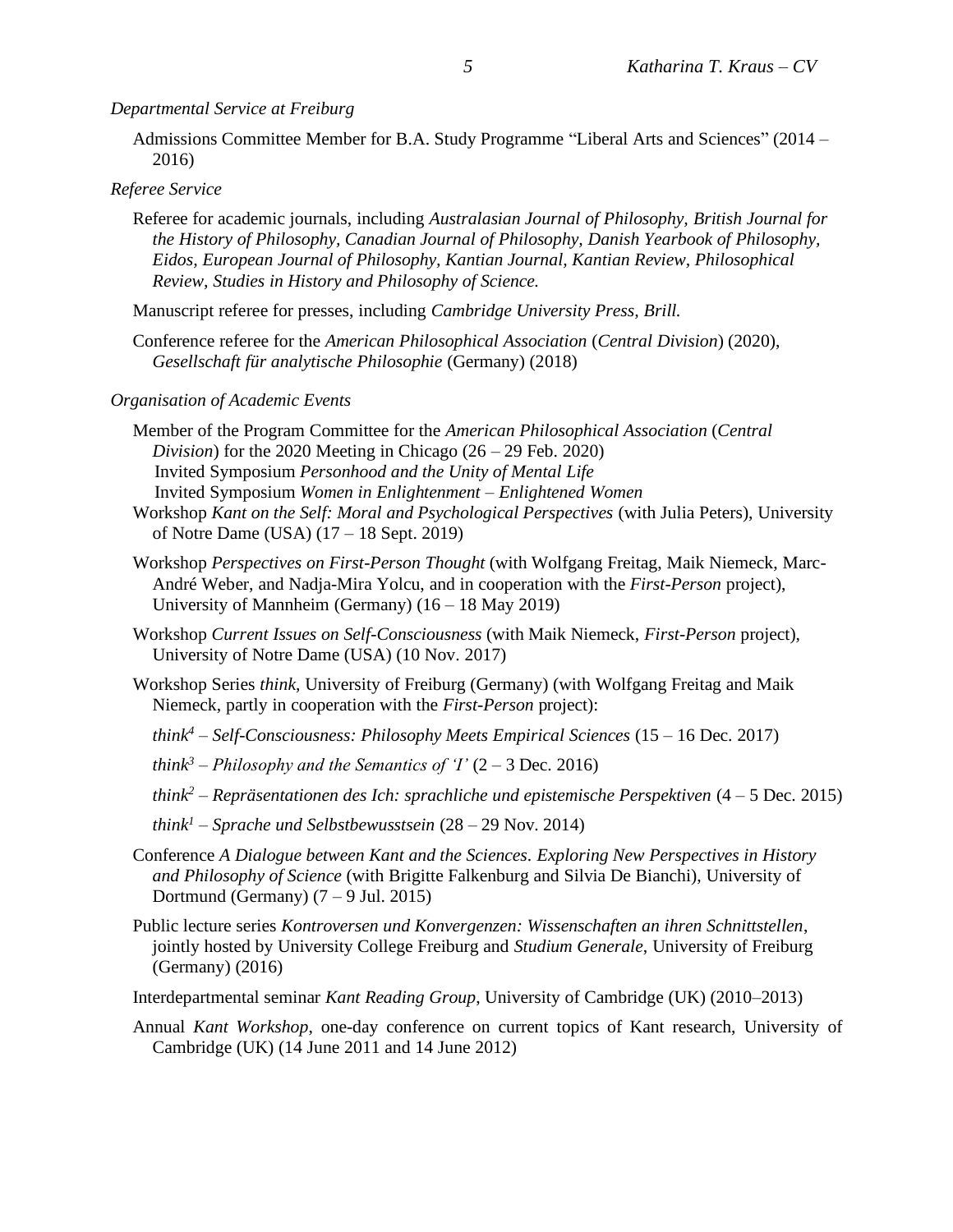*Departmental Service at Freiburg*

Admissions Committee Member for B.A. Study Programme "Liberal Arts and Sciences" (2014 – 2016)

*Referee Service*

Referee for academic journals, including *Australasian Journal of Philosophy, British Journal for the History of Philosophy, Canadian Journal of Philosophy, Danish Yearbook of Philosophy, Eidos, European Journal of Philosophy, Kantian Journal, Kantian Review, Philosophical Review, Studies in History and Philosophy of Science.*

Manuscript referee for presses, including *Cambridge University Press, Brill.*

Conference referee for the *American Philosophical Association* (*Central Division*) (2020), *Gesellschaft für analytische Philosophie* (Germany) (2018)

*Organisation of Academic Events*

Member of the Program Committee for the *American Philosophical Association* (*Central Division*) for the 2020 Meeting in Chicago (26 – 29 Feb. 2020)
Invited Symposium *Personhood and the Unity of Mental Life*
Invited Symposium *Women in Enlightenment – Enlightened Women*

Workshop *Kant on the Self: Moral and Psychological Perspectives* (with Julia Peters), University of Notre Dame (USA) (17 – 18 Sept. 2019)

Workshop *Perspectives on First-Person Thought* (with Wolfgang Freitag, Maik Niemeck, Marc-André Weber, and Nadja-Mira Yolcu, and in cooperation with the *First-Person* project), University of Mannheim (Germany) (16 – 18 May 2019)

Workshop *Current Issues on Self-Consciousness* (with Maik Niemeck, *First-Person* project), University of Notre Dame (USA) (10 Nov. 2017)

Workshop Series *think*, University of Freiburg (Germany) (with Wolfgang Freitag and Maik Niemeck, partly in cooperation with the *First-Person* project):

*think⁴ – Self-Consciousness: Philosophy Meets Empirical Sciences* (15 – 16 Dec. 2017)

*think³ – Philosophy and the Semantics of 'I'* (2 – 3 Dec. 2016)

*think² – Repräsentationen des Ich: sprachliche und epistemische Perspektiven* (4 – 5 Dec. 2015)

*think¹ – Sprache und Selbstbewusstsein* (28 – 29 Nov. 2014)

Conference *A Dialogue between Kant and the Sciences. Exploring New Perspectives in History and Philosophy of Science* (with Brigitte Falkenburg and Silvia De Bianchi), University of Dortmund (Germany) (7 – 9 Jul. 2015)

Public lecture series *Kontroversen und Konvergenzen: Wissenschaften an ihren Schnittstellen*, jointly hosted by University College Freiburg and *Studium Generale*, University of Freiburg (Germany) (2016)

Interdepartmental seminar *Kant Reading Group*, University of Cambridge (UK) (2010–2013)

Annual *Kant Workshop*, one-day conference on current topics of Kant research, University of Cambridge (UK) (14 June 2011 and 14 June 2012)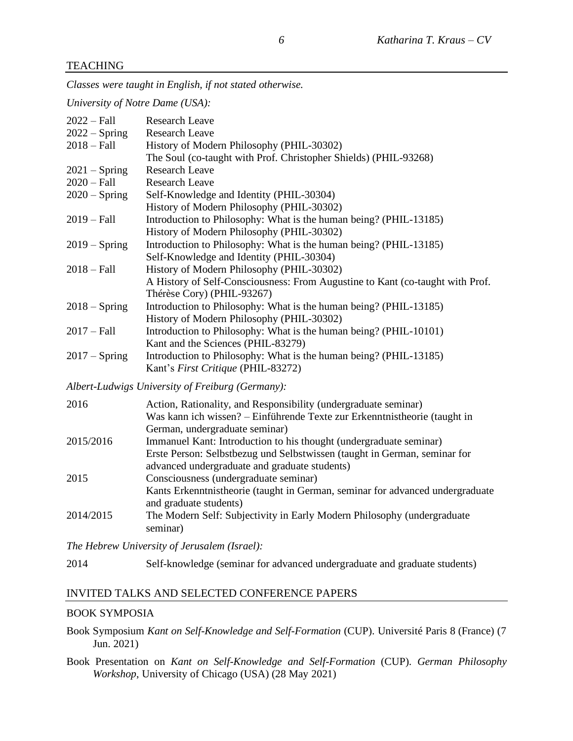## TEACHING

*Classes were taught in English, if not stated otherwise.*

*University of Notre Dame (USA):*

| | |
|---|---|
| 2022 – Fall | Research Leave |
| 2022 – Spring | Research Leave |
| 2018 – Fall | History of Modern Philosophy (PHIL-30302)<br>The Soul (co-taught with Prof. Christopher Shields) (PHIL-93268) |
| 2021 – Spring | Research Leave |
| 2020 – Fall | Research Leave |
| 2020 – Spring | Self-Knowledge and Identity (PHIL-30304)<br>History of Modern Philosophy (PHIL-30302) |
| 2019 – Fall | Introduction to Philosophy: What is the human being? (PHIL-13185)<br>History of Modern Philosophy (PHIL-30302) |
| 2019 – Spring | Introduction to Philosophy: What is the human being? (PHIL-13185)<br>Self-Knowledge and Identity (PHIL-30304) |
| 2018 – Fall | History of Modern Philosophy (PHIL-30302)<br>A History of Self-Consciousness: From Augustine to Kant (co-taught with Prof. Thérèse Cory) (PHIL-93267) |
| 2018 – Spring | Introduction to Philosophy: What is the human being? (PHIL-13185)<br>History of Modern Philosophy (PHIL-30302) |
| 2017 – Fall | Introduction to Philosophy: What is the human being? (PHIL-10101)<br>Kant and the Sciences (PHIL-83279) |
| 2017 – Spring | Introduction to Philosophy: What is the human being? (PHIL-13185)<br>Kant's *First Critique* (PHIL-83272) |

*Albert-Ludwigs University of Freiburg (Germany):*

| | |
|---|---|
| 2016 | Action, Rationality, and Responsibility (undergraduate seminar)<br>Was kann ich wissen? – Einführende Texte zur Erkenntnistheorie (taught in German, undergraduate seminar) |
| 2015/2016 | Immanuel Kant: Introduction to his thought (undergraduate seminar)<br>Erste Person: Selbstbezug und Selbstwissen (taught in German, seminar for advanced undergraduate and graduate students) |
| 2015 | Consciousness (undergraduate seminar)<br>Kants Erkenntnistheorie (taught in German, seminar for advanced undergraduate and graduate students) |
| 2014/2015 | The Modern Self: Subjectivity in Early Modern Philosophy (undergraduate seminar) |

*The Hebrew University of Jerusalem (Israel):*

| | |
|---|---|
| 2014 | Self-knowledge (seminar for advanced undergraduate and graduate students) |

## INVITED TALKS AND SELECTED CONFERENCE PAPERS

### BOOK SYMPOSIA

Book Symposium *Kant on Self-Knowledge and Self-Formation* (CUP). Université Paris 8 (France) (7 Jun. 2021)

Book Presentation on *Kant on Self-Knowledge and Self-Formation* (CUP). *German Philosophy Workshop*, University of Chicago (USA) (28 May 2021)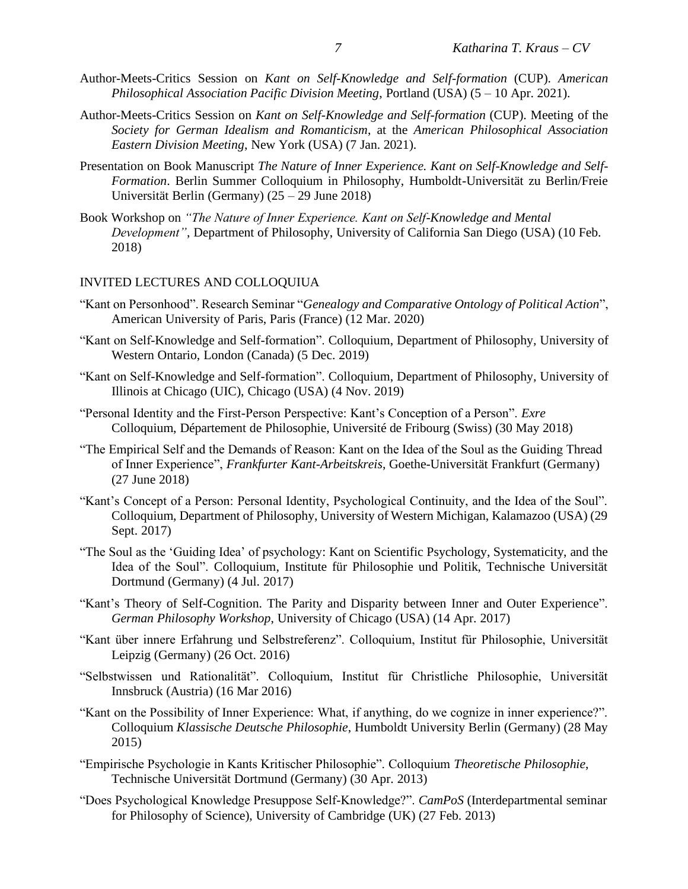Author-Meets-Critics Session on *Kant on Self-Knowledge and Self-formation* (CUP). *American Philosophical Association Pacific Division Meeting*, Portland (USA) (5 – 10 Apr. 2021).

Author-Meets-Critics Session on *Kant on Self-Knowledge and Self-formation* (CUP). Meeting of the *Society for German Idealism and Romanticism*, at the *American Philosophical Association Eastern Division Meeting*, New York (USA) (7 Jan. 2021).

Presentation on Book Manuscript *The Nature of Inner Experience. Kant on Self-Knowledge and Self-Formation*. Berlin Summer Colloquium in Philosophy, Humboldt-Universität zu Berlin/Freie Universität Berlin (Germany) (25 – 29 June 2018)

Book Workshop on *"The Nature of Inner Experience. Kant on Self-Knowledge and Mental Development"*, Department of Philosophy, University of California San Diego (USA) (10 Feb. 2018)

## INVITED LECTURES AND COLLOQUIUA

"Kant on Personhood". Research Seminar "*Genealogy and Comparative Ontology of Political Action*", American University of Paris, Paris (France) (12 Mar. 2020)

"Kant on Self-Knowledge and Self-formation". Colloquium, Department of Philosophy, University of Western Ontario, London (Canada) (5 Dec. 2019)

"Kant on Self-Knowledge and Self-formation". Colloquium, Department of Philosophy, University of Illinois at Chicago (UIC), Chicago (USA) (4 Nov. 2019)

"Personal Identity and the First-Person Perspective: Kant's Conception of a Person". *Exre* Colloquium, Département de Philosophie, Université de Fribourg (Swiss) (30 May 2018)

"The Empirical Self and the Demands of Reason: Kant on the Idea of the Soul as the Guiding Thread of Inner Experience", *Frankfurter Kant-Arbeitskreis*, Goethe-Universität Frankfurt (Germany) (27 June 2018)

"Kant's Concept of a Person: Personal Identity, Psychological Continuity, and the Idea of the Soul". Colloquium, Department of Philosophy, University of Western Michigan, Kalamazoo (USA) (29 Sept. 2017)

"The Soul as the 'Guiding Idea' of psychology: Kant on Scientific Psychology, Systematicity, and the Idea of the Soul". Colloquium, Institute für Philosophie und Politik, Technische Universität Dortmund (Germany) (4 Jul. 2017)

"Kant's Theory of Self-Cognition. The Parity and Disparity between Inner and Outer Experience". *German Philosophy Workshop*, University of Chicago (USA) (14 Apr. 2017)

"Kant über innere Erfahrung und Selbstreferenz". Colloquium, Institut für Philosophie, Universität Leipzig (Germany) (26 Oct. 2016)

"Selbstwissen und Rationalität". Colloquium, Institut für Christliche Philosophie, Universität Innsbruck (Austria) (16 Mar 2016)

"Kant on the Possibility of Inner Experience: What, if anything, do we cognize in inner experience?". Colloquium *Klassische Deutsche Philosophie*, Humboldt University Berlin (Germany) (28 May 2015)

"Empirische Psychologie in Kants Kritischer Philosophie". Colloquium *Theoretische Philosophie*, Technische Universität Dortmund (Germany) (30 Apr. 2013)

"Does Psychological Knowledge Presuppose Self-Knowledge?". *CamPoS* (Interdepartmental seminar for Philosophy of Science), University of Cambridge (UK) (27 Feb. 2013)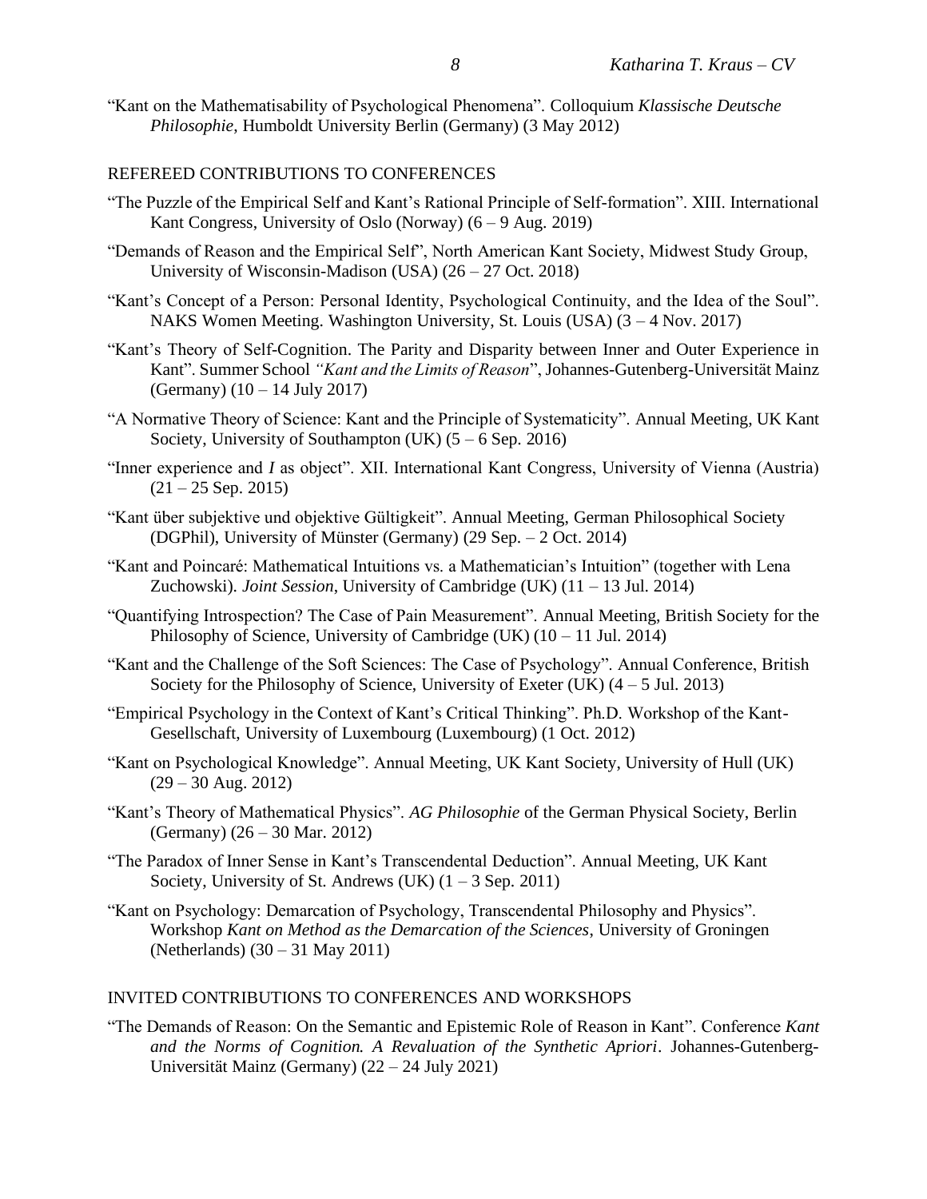"Kant on the Mathematisability of Psychological Phenomena". Colloquium *Klassische Deutsche Philosophie*, Humboldt University Berlin (Germany) (3 May 2012)

## REFEREED CONTRIBUTIONS TO CONFERENCES

"The Puzzle of the Empirical Self and Kant's Rational Principle of Self-formation". XIII. International Kant Congress, University of Oslo (Norway) (6 – 9 Aug. 2019)

"Demands of Reason and the Empirical Self", North American Kant Society, Midwest Study Group, University of Wisconsin-Madison (USA) (26 – 27 Oct. 2018)

"Kant's Concept of a Person: Personal Identity, Psychological Continuity, and the Idea of the Soul". NAKS Women Meeting. Washington University, St. Louis (USA) (3 – 4 Nov. 2017)

"Kant's Theory of Self-Cognition. The Parity and Disparity between Inner and Outer Experience in Kant". Summer School *"Kant and the Limits of Reason*", Johannes-Gutenberg-Universität Mainz (Germany) (10 – 14 July 2017)

"A Normative Theory of Science: Kant and the Principle of Systematicity". Annual Meeting, UK Kant Society, University of Southampton (UK) (5 – 6 Sep. 2016)

"Inner experience and *I* as object". XII. International Kant Congress, University of Vienna (Austria) (21 – 25 Sep. 2015)

"Kant über subjektive und objektive Gültigkeit". Annual Meeting, German Philosophical Society (DGPhil), University of Münster (Germany) (29 Sep. – 2 Oct. 2014)

"Kant and Poincaré: Mathematical Intuitions vs. a Mathematician's Intuition" (together with Lena Zuchowski). *Joint Session*, University of Cambridge (UK) (11 – 13 Jul. 2014)

"Quantifying Introspection? The Case of Pain Measurement". Annual Meeting, British Society for the Philosophy of Science, University of Cambridge (UK) (10 – 11 Jul. 2014)

"Kant and the Challenge of the Soft Sciences: The Case of Psychology". Annual Conference, British Society for the Philosophy of Science, University of Exeter (UK) (4 – 5 Jul. 2013)

"Empirical Psychology in the Context of Kant's Critical Thinking". Ph.D. Workshop of the Kant-Gesellschaft, University of Luxembourg (Luxembourg) (1 Oct. 2012)

"Kant on Psychological Knowledge". Annual Meeting, UK Kant Society, University of Hull (UK) (29 – 30 Aug. 2012)

"Kant's Theory of Mathematical Physics". *AG Philosophie* of the German Physical Society, Berlin (Germany) (26 – 30 Mar. 2012)

"The Paradox of Inner Sense in Kant's Transcendental Deduction". Annual Meeting, UK Kant Society, University of St. Andrews (UK) (1 – 3 Sep. 2011)

"Kant on Psychology: Demarcation of Psychology, Transcendental Philosophy and Physics". Workshop *Kant on Method as the Demarcation of the Sciences*, University of Groningen (Netherlands) (30 – 31 May 2011)

## INVITED CONTRIBUTIONS TO CONFERENCES AND WORKSHOPS

"The Demands of Reason: On the Semantic and Epistemic Role of Reason in Kant". Conference *Kant and the Norms of Cognition. A Revaluation of the Synthetic Apriori*. Johannes-Gutenberg-Universität Mainz (Germany) (22 – 24 July 2021)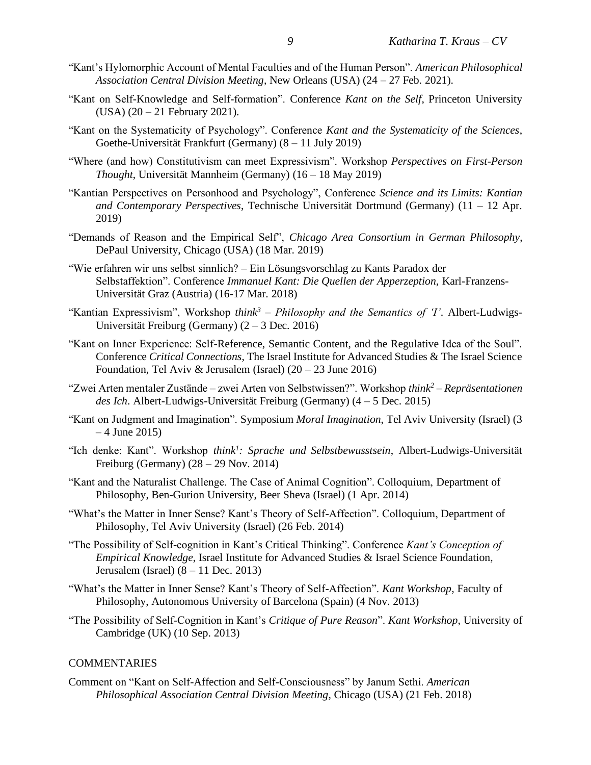"Kant's Hylomorphic Account of Mental Faculties and of the Human Person". *American Philosophical Association Central Division Meeting*, New Orleans (USA) (24 – 27 Feb. 2021).

"Kant on Self-Knowledge and Self-formation". Conference *Kant on the Self*, Princeton University (USA) (20 – 21 February 2021).

"Kant on the Systematicity of Psychology". Conference *Kant and the Systematicity of the Sciences*, Goethe-Universität Frankfurt (Germany) (8 – 11 July 2019)

"Where (and how) Constitutivism can meet Expressivism". Workshop *Perspectives on First-Person Thought*, Universität Mannheim (Germany) (16 – 18 May 2019)

"Kantian Perspectives on Personhood and Psychology", Conference *Science and its Limits: Kantian and Contemporary Perspectives*, Technische Universität Dortmund (Germany) (11 – 12 Apr. 2019)

"Demands of Reason and the Empirical Self", *Chicago Area Consortium in German Philosophy*, DePaul University, Chicago (USA) (18 Mar. 2019)

"Wie erfahren wir uns selbst sinnlich? – Ein Lösungsvorschlag zu Kants Paradox der Selbstaffektion". Conference *Immanuel Kant: Die Quellen der Apperzeption*, Karl-Franzens-Universität Graz (Austria) (16-17 Mar. 2018)

"Kantian Expressivism", Workshop *think³ – Philosophy and the Semantics of 'I'*. Albert-Ludwigs-Universität Freiburg (Germany) (2 – 3 Dec. 2016)

"Kant on Inner Experience: Self-Reference, Semantic Content, and the Regulative Idea of the Soul". Conference *Critical Connections*, The Israel Institute for Advanced Studies & The Israel Science Foundation, Tel Aviv & Jerusalem (Israel) (20 – 23 June 2016)

"Zwei Arten mentaler Zustände – zwei Arten von Selbstwissen?". Workshop *think² – Repräsentationen des Ich*. Albert-Ludwigs-Universität Freiburg (Germany) (4 – 5 Dec. 2015)

"Kant on Judgment and Imagination". Symposium *Moral Imagination*, Tel Aviv University (Israel) (3 – 4 June 2015)

"Ich denke: Kant". Workshop *think¹: Sprache und Selbstbewusstsein*, Albert-Ludwigs-Universität Freiburg (Germany) (28 – 29 Nov. 2014)

"Kant and the Naturalist Challenge. The Case of Animal Cognition". Colloquium, Department of Philosophy, Ben-Gurion University, Beer Sheva (Israel) (1 Apr. 2014)

"What's the Matter in Inner Sense? Kant's Theory of Self-Affection". Colloquium, Department of Philosophy, Tel Aviv University (Israel) (26 Feb. 2014)

"The Possibility of Self-cognition in Kant's Critical Thinking". Conference *Kant's Conception of Empirical Knowledge*, Israel Institute for Advanced Studies & Israel Science Foundation, Jerusalem (Israel) (8 – 11 Dec. 2013)

"What's the Matter in Inner Sense? Kant's Theory of Self-Affection". *Kant Workshop*, Faculty of Philosophy, Autonomous University of Barcelona (Spain) (4 Nov. 2013)

"The Possibility of Self-Cognition in Kant's *Critique of Pure Reason*". *Kant Workshop*, University of Cambridge (UK) (10 Sep. 2013)

## COMMENTARIES

Comment on "Kant on Self-Affection and Self-Consciousness" by Janum Sethi. *American Philosophical Association Central Division Meeting*, Chicago (USA) (21 Feb. 2018)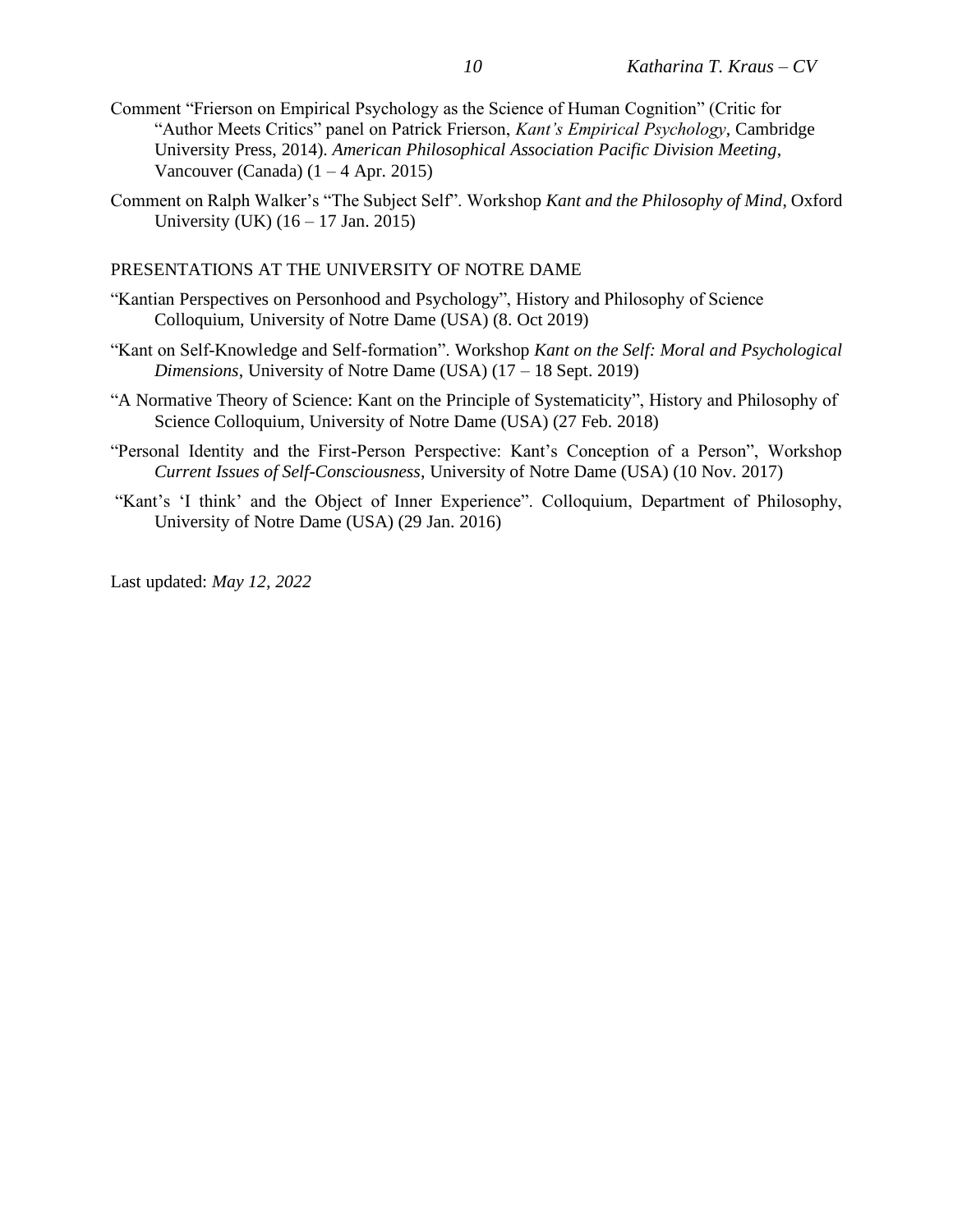Comment "Frierson on Empirical Psychology as the Science of Human Cognition" (Critic for "Author Meets Critics" panel on Patrick Frierson, *Kant's Empirical Psychology*, Cambridge University Press, 2014). *American Philosophical Association Pacific Division Meeting*, Vancouver (Canada) (1 – 4 Apr. 2015)

Comment on Ralph Walker's "The Subject Self". Workshop *Kant and the Philosophy of Mind*, Oxford University (UK) (16 – 17 Jan. 2015)

PRESENTATIONS AT THE UNIVERSITY OF NOTRE DAME

"Kantian Perspectives on Personhood and Psychology", History and Philosophy of Science Colloquium, University of Notre Dame (USA) (8. Oct 2019)

"Kant on Self-Knowledge and Self-formation". Workshop *Kant on the Self: Moral and Psychological Dimensions*, University of Notre Dame (USA) (17 – 18 Sept. 2019)

"A Normative Theory of Science: Kant on the Principle of Systematicity", History and Philosophy of Science Colloquium, University of Notre Dame (USA) (27 Feb. 2018)

"Personal Identity and the First-Person Perspective: Kant's Conception of a Person", Workshop *Current Issues of Self-Consciousness*, University of Notre Dame (USA) (10 Nov. 2017)

"Kant's 'I think' and the Object of Inner Experience". Colloquium, Department of Philosophy, University of Notre Dame (USA) (29 Jan. 2016)

Last updated: *May 12, 2022*